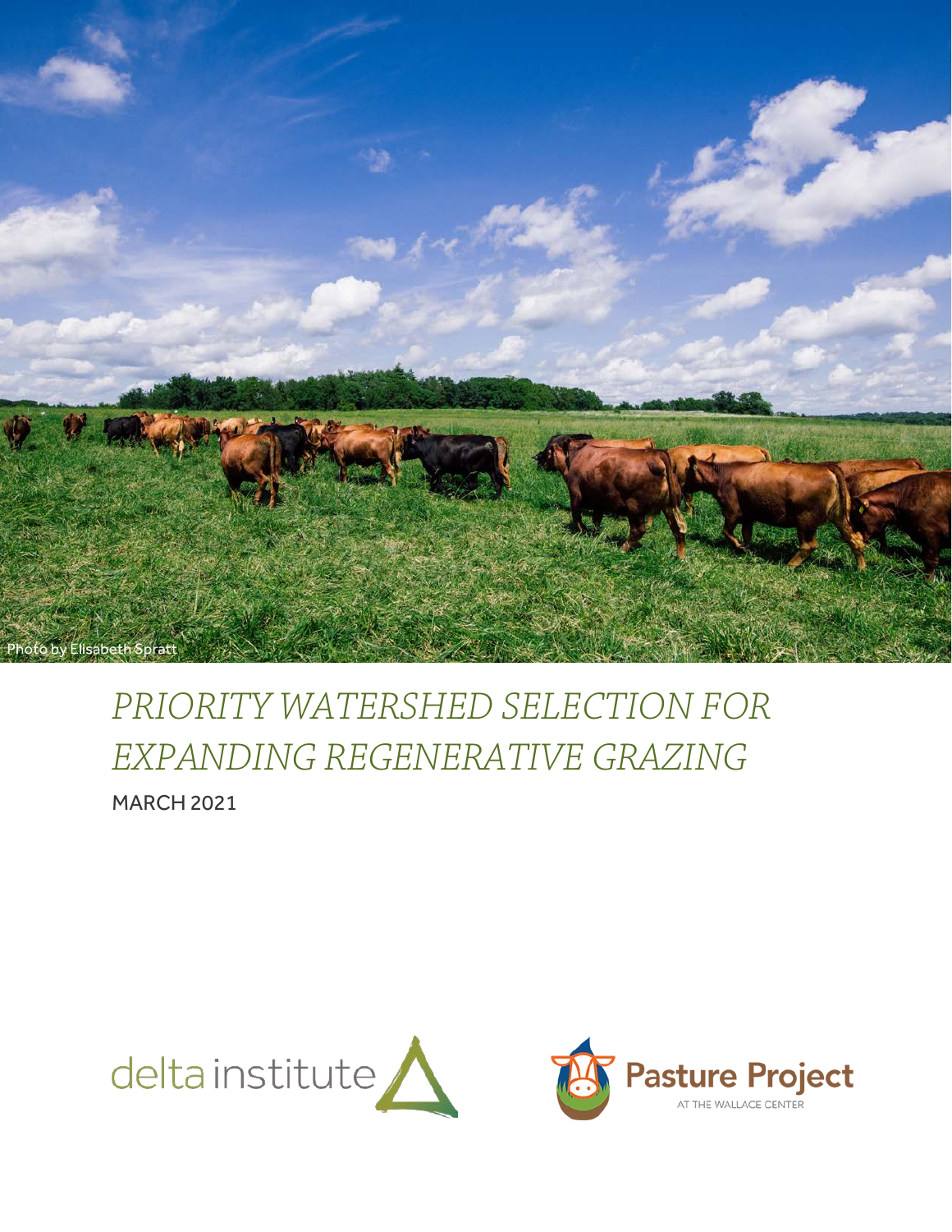Photo by Elisabeth Spratt

# PRIORITY WATERSHED SELECTION FOR EXPANDING REGENERATIVE GRAZING

MARCH 2021

delta institute

Pasture Project AT THE WALLACE CENTER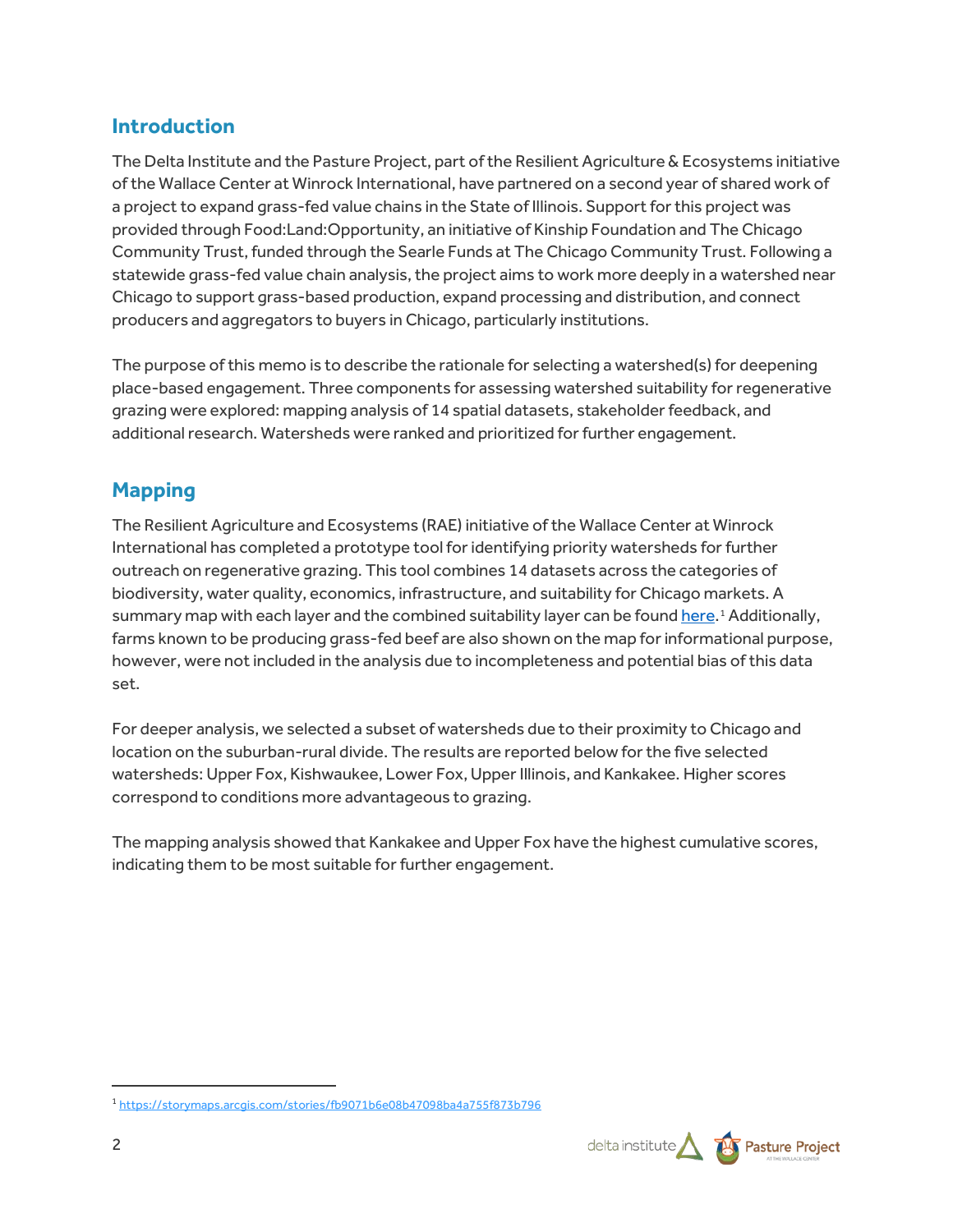## Introduction

The Delta Institute and the Pasture Project, part of the Resilient Agriculture & Ecosystems initiative of the Wallace Center at Winrock International, have partnered on a second year of shared work of a project to expand grass-fed value chains in the State of Illinois. Support for this project was provided through Food:Land:Opportunity, an initiative of Kinship Foundation and The Chicago Community Trust, funded through the Searle Funds at The Chicago Community Trust. Following a statewide grass-fed value chain analysis, the project aims to work more deeply in a watershed near Chicago to support grass-based production, expand processing and distribution, and connect producers and aggregators to buyers in Chicago, particularly institutions.

The purpose of this memo is to describe the rationale for selecting a watershed(s) for deepening place-based engagement. Three components for assessing watershed suitability for regenerative grazing were explored: mapping analysis of 14 spatial datasets, stakeholder feedback, and additional research. Watersheds were ranked and prioritized for further engagement.

## Mapping

The Resilient Agriculture and Ecosystems (RAE) initiative of the Wallace Center at Winrock International has completed a prototype tool for identifying priority watersheds for further outreach on regenerative grazing. This tool combines 14 datasets across the categories of biodiversity, water quality, economics, infrastructure, and suitability for Chicago markets. A summary map with each layer and the combined suitability layer can be found [here](https://storymaps.arcgis.com/stories/fb9071b6e08b47098ba4a755f873b796).[1] Additionally, farms known to be producing grass-fed beef are also shown on the map for informational purpose, however, were not included in the analysis due to incompleteness and potential bias of this data set.

For deeper analysis, we selected a subset of watersheds due to their proximity to Chicago and location on the suburban-rural divide. The results are reported below for the five selected watersheds: Upper Fox, Kishwaukee, Lower Fox, Upper Illinois, and Kankakee. Higher scores correspond to conditions more advantageous to grazing.

The mapping analysis showed that Kankakee and Upper Fox have the highest cumulative scores, indicating them to be most suitable for further engagement.

[1] https://storymaps.arcgis.com/stories/fb9071b6e08b47098ba4a755f873b796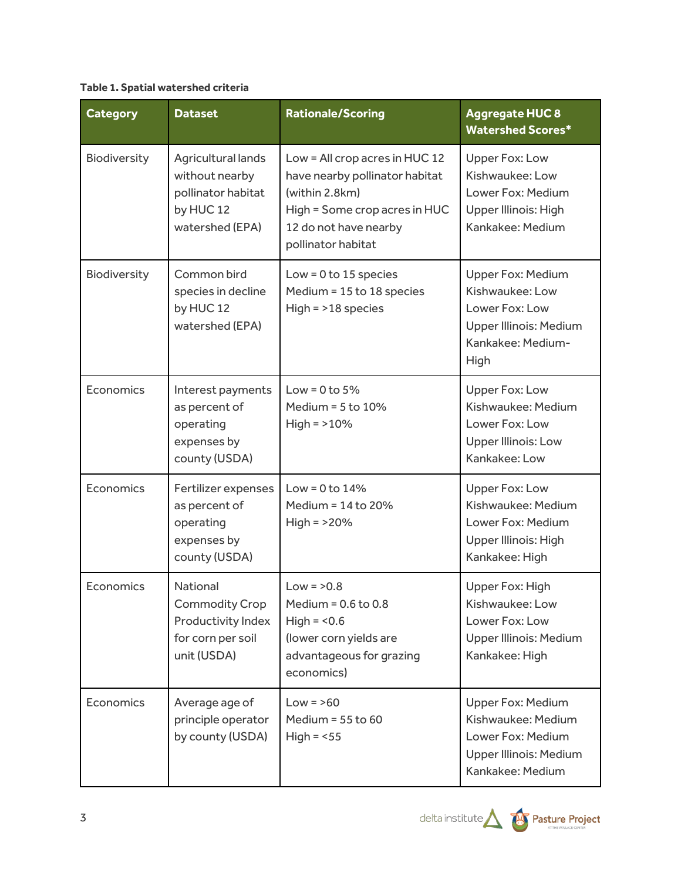**Table 1. Spatial watershed criteria**

| Category | Dataset | Rationale/Scoring | Aggregate HUC 8 Watershed Scores* |
|---|---|---|---|
| Biodiversity | Agricultural lands without nearby pollinator habitat by HUC 12 watershed (EPA) | Low = All crop acres in HUC 12 have nearby pollinator habitat (within 2.8km)<br>High = Some crop acres in HUC 12 do not have nearby pollinator habitat | Upper Fox: Low<br>Kishwaukee: Low<br>Lower Fox: Medium<br>Upper Illinois: High<br>Kankakee: Medium |
| Biodiversity | Common bird species in decline by HUC 12 watershed (EPA) | Low = 0 to 15 species<br>Medium = 15 to 18 species<br>High = >18 species | Upper Fox: Medium<br>Kishwaukee: Low<br>Lower Fox: Low<br>Upper Illinois: Medium<br>Kankakee: Medium-High |
| Economics | Interest payments as percent of operating expenses by county (USDA) | Low = 0 to 5%<br>Medium = 5 to 10%<br>High = >10% | Upper Fox: Low<br>Kishwaukee: Medium<br>Lower Fox: Low<br>Upper Illinois: Low<br>Kankakee: Low |
| Economics | Fertilizer expenses as percent of operating expenses by county (USDA) | Low = 0 to 14%<br>Medium = 14 to 20%<br>High = >20% | Upper Fox: Low<br>Kishwaukee: Medium<br>Lower Fox: Medium<br>Upper Illinois: High<br>Kankakee: High |
| Economics | National Commodity Crop Productivity Index for corn per soil unit (USDA) | Low = >0.8<br>Medium = 0.6 to 0.8<br>High = <0.6<br>(lower corn yields are advantageous for grazing economics) | Upper Fox: High<br>Kishwaukee: Low<br>Lower Fox: Low<br>Upper Illinois: Medium<br>Kankakee: High |
| Economics | Average age of principle operator by county (USDA) | Low = >60<br>Medium = 55 to 60<br>High = <55 | Upper Fox: Medium<br>Kishwaukee: Medium<br>Lower Fox: Medium<br>Upper Illinois: Medium<br>Kankakee: Medium |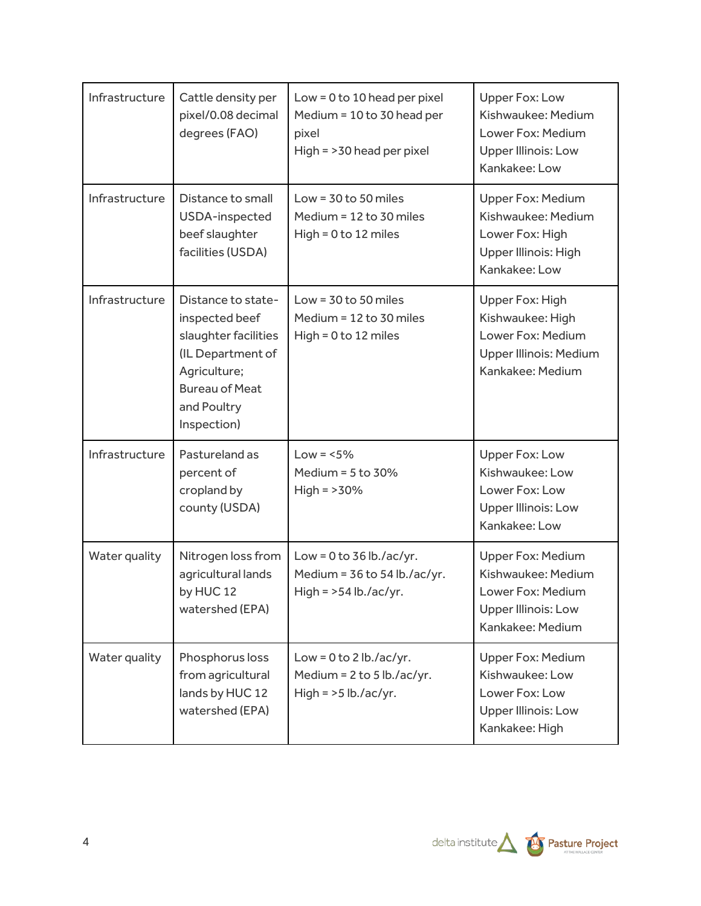| | | | |
|---|---|---|---|
| Infrastructure | Cattle density per pixel/0.08 decimal degrees (FAO) | Low = 0 to 10 head per pixel<br>Medium = 10 to 30 head per pixel<br>High = >30 head per pixel | Upper Fox: Low<br>Kishwaukee: Medium<br>Lower Fox: Medium<br>Upper Illinois: Low<br>Kankakee: Low |
| Infrastructure | Distance to small USDA-inspected beef slaughter facilities (USDA) | Low = 30 to 50 miles<br>Medium = 12 to 30 miles<br>High = 0 to 12 miles | Upper Fox: Medium<br>Kishwaukee: Medium<br>Lower Fox: High<br>Upper Illinois: High<br>Kankakee: Low |
| Infrastructure | Distance to state-inspected beef slaughter facilities (IL Department of Agriculture; Bureau of Meat and Poultry Inspection) | Low = 30 to 50 miles<br>Medium = 12 to 30 miles<br>High = 0 to 12 miles | Upper Fox: High<br>Kishwaukee: High<br>Lower Fox: Medium<br>Upper Illinois: Medium<br>Kankakee: Medium |
| Infrastructure | Pastureland as percent of cropland by county (USDA) | Low = <5%<br>Medium = 5 to 30%<br>High = >30% | Upper Fox: Low<br>Kishwaukee: Low<br>Lower Fox: Low<br>Upper Illinois: Low<br>Kankakee: Low |
| Water quality | Nitrogen loss from agricultural lands by HUC 12 watershed (EPA) | Low = 0 to 36 lb./ac/yr.<br>Medium = 36 to 54 lb./ac/yr.<br>High = >54 lb./ac/yr. | Upper Fox: Medium<br>Kishwaukee: Medium<br>Lower Fox: Medium<br>Upper Illinois: Low<br>Kankakee: Medium |
| Water quality | Phosphorus loss from agricultural lands by HUC 12 watershed (EPA) | Low = 0 to 2 lb./ac/yr.<br>Medium = 2 to 5 lb./ac/yr.<br>High = >5 lb./ac/yr. | Upper Fox: Medium<br>Kishwaukee: Low<br>Lower Fox: Low<br>Upper Illinois: Low<br>Kankakee: High |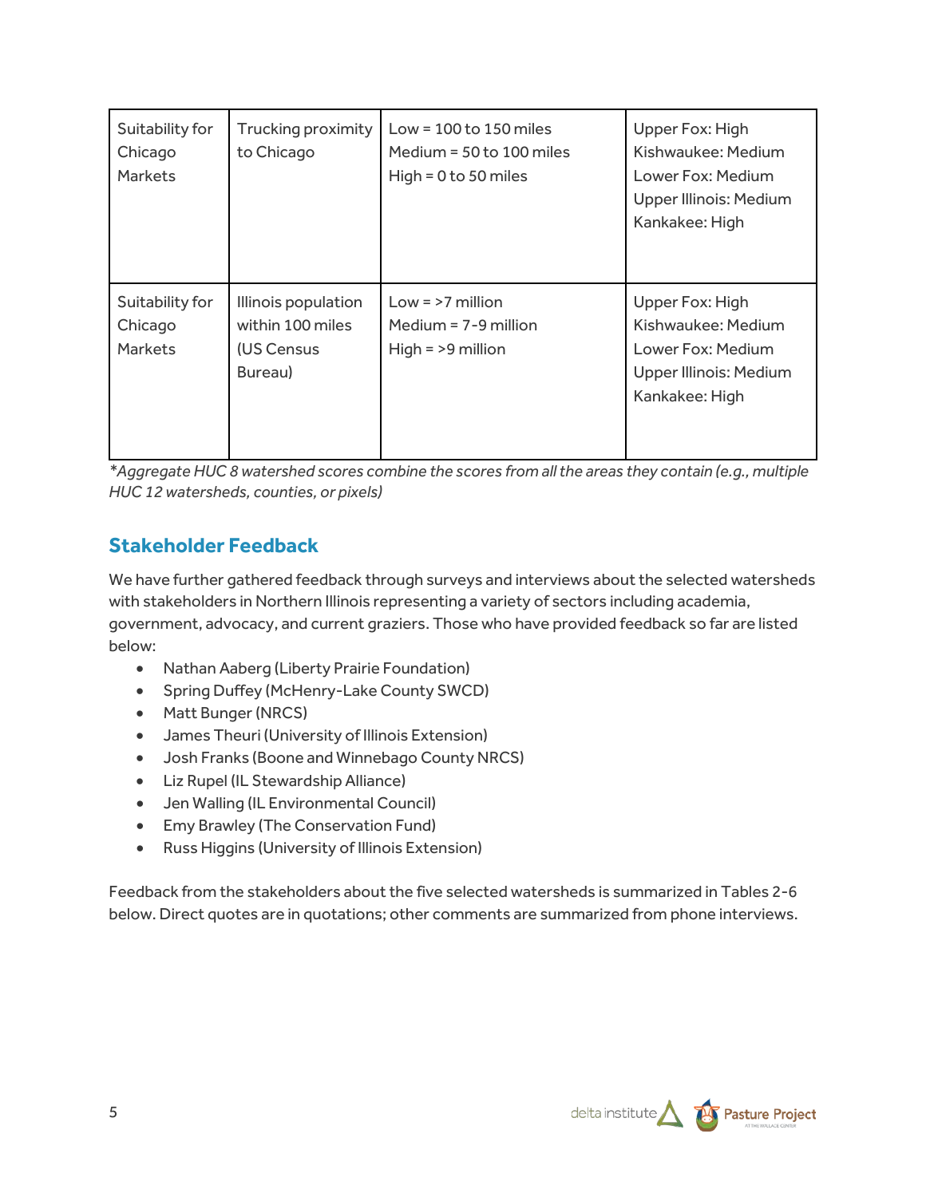| Suitability for Chicago Markets | Trucking proximity to Chicago | Low = 100 to 150 miles<br>Medium = 50 to 100 miles<br>High = 0 to 50 miles | Upper Fox: High<br>Kishwaukee: Medium<br>Lower Fox: Medium<br>Upper Illinois: Medium<br>Kankakee: High |
|---|---|---|---|
| Suitability for Chicago Markets | Illinois population within 100 miles (US Census Bureau) | Low = >7 million<br>Medium = 7-9 million<br>High = >9 million | Upper Fox: High<br>Kishwaukee: Medium<br>Lower Fox: Medium<br>Upper Illinois: Medium<br>Kankakee: High |

*\*Aggregate HUC 8 watershed scores combine the scores from all the areas they contain (e.g., multiple HUC 12 watersheds, counties, or pixels)*

## Stakeholder Feedback

We have further gathered feedback through surveys and interviews about the selected watersheds with stakeholders in Northern Illinois representing a variety of sectors including academia, government, advocacy, and current graziers. Those who have provided feedback so far are listed below:

- Nathan Aaberg (Liberty Prairie Foundation)
- Spring Duffey (McHenry-Lake County SWCD)
- Matt Bunger (NRCS)
- James Theuri (University of Illinois Extension)
- Josh Franks (Boone and Winnebago County NRCS)
- Liz Rupel (IL Stewardship Alliance)
- Jen Walling (IL Environmental Council)
- Emy Brawley (The Conservation Fund)
- Russ Higgins (University of Illinois Extension)

Feedback from the stakeholders about the five selected watersheds is summarized in Tables 2-6 below. Direct quotes are in quotations; other comments are summarized from phone interviews.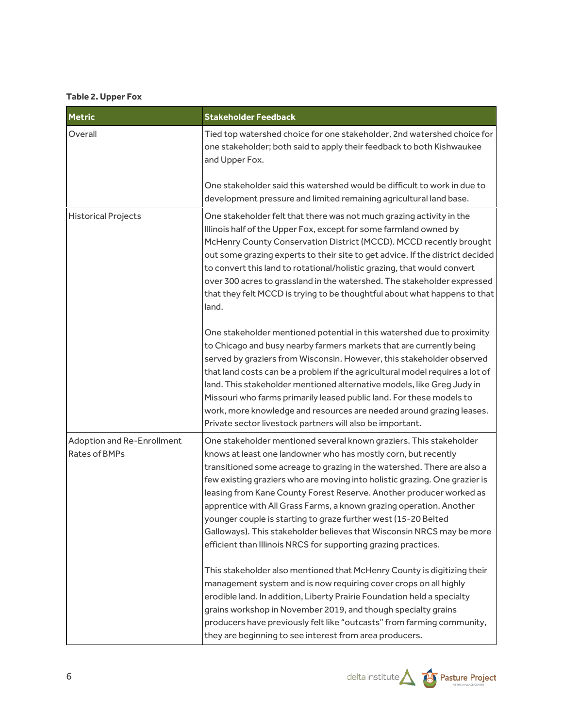**Table 2. Upper Fox**

| Metric | Stakeholder Feedback |
|---|---|
| Overall | Tied top watershed choice for one stakeholder, 2nd watershed choice for one stakeholder; both said to apply their feedback to both Kishwaukee and Upper Fox.<br><br>One stakeholder said this watershed would be difficult to work in due to development pressure and limited remaining agricultural land base. |
| Historical Projects | One stakeholder felt that there was not much grazing activity in the Illinois half of the Upper Fox, except for some farmland owned by McHenry County Conservation District (MCCD). MCCD recently brought out some grazing experts to their site to get advice. If the district decided to convert this land to rotational/holistic grazing, that would convert over 300 acres to grassland in the watershed. The stakeholder expressed that they felt MCCD is trying to be thoughtful about what happens to that land.<br><br>One stakeholder mentioned potential in this watershed due to proximity to Chicago and busy nearby farmers markets that are currently being served by graziers from Wisconsin. However, this stakeholder observed that land costs can be a problem if the agricultural model requires a lot of land. This stakeholder mentioned alternative models, like Greg Judy in Missouri who farms primarily leased public land. For these models to work, more knowledge and resources are needed around grazing leases. Private sector livestock partners will also be important. |
| Adoption and Re-Enrollment Rates of BMPs | One stakeholder mentioned several known graziers. This stakeholder knows at least one landowner who has mostly corn, but recently transitioned some acreage to grazing in the watershed. There are also a few existing graziers who are moving into holistic grazing. One grazier is leasing from Kane County Forest Reserve. Another producer worked as apprentice with All Grass Farms, a known grazing operation. Another younger couple is starting to graze further west (15-20 Belted Galloways). This stakeholder believes that Wisconsin NRCS may be more efficient than Illinois NRCS for supporting grazing practices.<br><br>This stakeholder also mentioned that McHenry County is digitizing their management system and is now requiring cover crops on all highly erodible land. In addition, Liberty Prairie Foundation held a specialty grains workshop in November 2019, and though specialty grains producers have previously felt like "outcasts" from farming community, they are beginning to see interest from area producers. |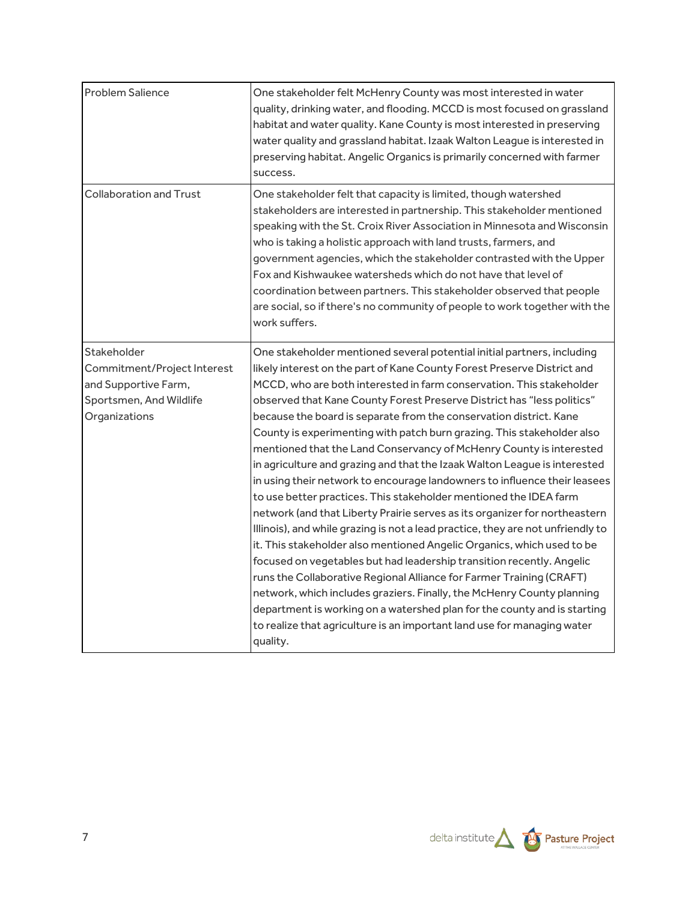| | |
|---|---|
| Problem Salience | One stakeholder felt McHenry County was most interested in water quality, drinking water, and flooding. MCCD is most focused on grassland habitat and water quality. Kane County is most interested in preserving water quality and grassland habitat. Izaak Walton League is interested in preserving habitat. Angelic Organics is primarily concerned with farmer success. |
| Collaboration and Trust | One stakeholder felt that capacity is limited, though watershed stakeholders are interested in partnership. This stakeholder mentioned speaking with the St. Croix River Association in Minnesota and Wisconsin who is taking a holistic approach with land trusts, farmers, and government agencies, which the stakeholder contrasted with the Upper Fox and Kishwaukee watersheds which do not have that level of coordination between partners. This stakeholder observed that people are social, so if there's no community of people to work together with the work suffers. |
| Stakeholder Commitment/Project Interest and Supportive Farm, Sportsmen, And Wildlife Organizations | One stakeholder mentioned several potential initial partners, including likely interest on the part of Kane County Forest Preserve District and MCCD, who are both interested in farm conservation. This stakeholder observed that Kane County Forest Preserve District has "less politics" because the board is separate from the conservation district. Kane County is experimenting with patch burn grazing. This stakeholder also mentioned that the Land Conservancy of McHenry County is interested in agriculture and grazing and that the Izaak Walton League is interested in using their network to encourage landowners to influence their leasees to use better practices. This stakeholder mentioned the IDEA farm network (and that Liberty Prairie serves as its organizer for northeastern Illinois), and while grazing is not a lead practice, they are not unfriendly to it. This stakeholder also mentioned Angelic Organics, which used to be focused on vegetables but had leadership transition recently. Angelic runs the Collaborative Regional Alliance for Farmer Training (CRAFT) network, which includes graziers. Finally, the McHenry County planning department is working on a watershed plan for the county and is starting to realize that agriculture is an important land use for managing water quality. |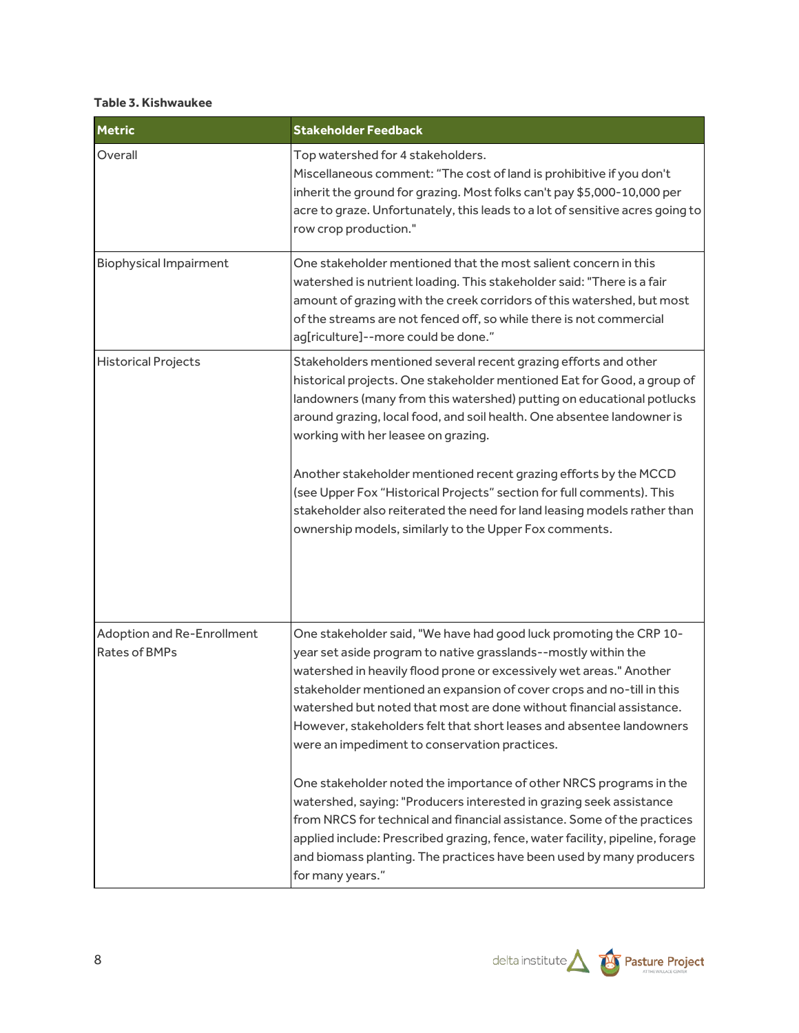**Table 3. Kishwaukee**

| Metric | Stakeholder Feedback |
|---|---|
| Overall | Top watershed for 4 stakeholders.<br>Miscellaneous comment: "The cost of land is prohibitive if you don't inherit the ground for grazing. Most folks can't pay $5,000-10,000 per acre to graze. Unfortunately, this leads to a lot of sensitive acres going to row crop production." |
| Biophysical Impairment | One stakeholder mentioned that the most salient concern in this watershed is nutrient loading. This stakeholder said: "There is a fair amount of grazing with the creek corridors of this watershed, but most of the streams are not fenced off, so while there is not commercial ag[riculture]--more could be done." |
| Historical Projects | Stakeholders mentioned several recent grazing efforts and other historical projects. One stakeholder mentioned Eat for Good, a group of landowners (many from this watershed) putting on educational potlucks around grazing, local food, and soil health. One absentee landowner is working with her leasee on grazing.<br><br>Another stakeholder mentioned recent grazing efforts by the MCCD (see Upper Fox "Historical Projects" section for full comments). This stakeholder also reiterated the need for land leasing models rather than ownership models, similarly to the Upper Fox comments. |
| Adoption and Re-Enrollment Rates of BMPs | One stakeholder said, "We have had good luck promoting the CRP 10-year set aside program to native grasslands--mostly within the watershed in heavily flood prone or excessively wet areas." Another stakeholder mentioned an expansion of cover crops and no-till in this watershed but noted that most are done without financial assistance. However, stakeholders felt that short leases and absentee landowners were an impediment to conservation practices.<br><br>One stakeholder noted the importance of other NRCS programs in the watershed, saying: "Producers interested in grazing seek assistance from NRCS for technical and financial assistance. Some of the practices applied include: Prescribed grazing, fence, water facility, pipeline, forage and biomass planting. The practices have been used by many producers for many years." |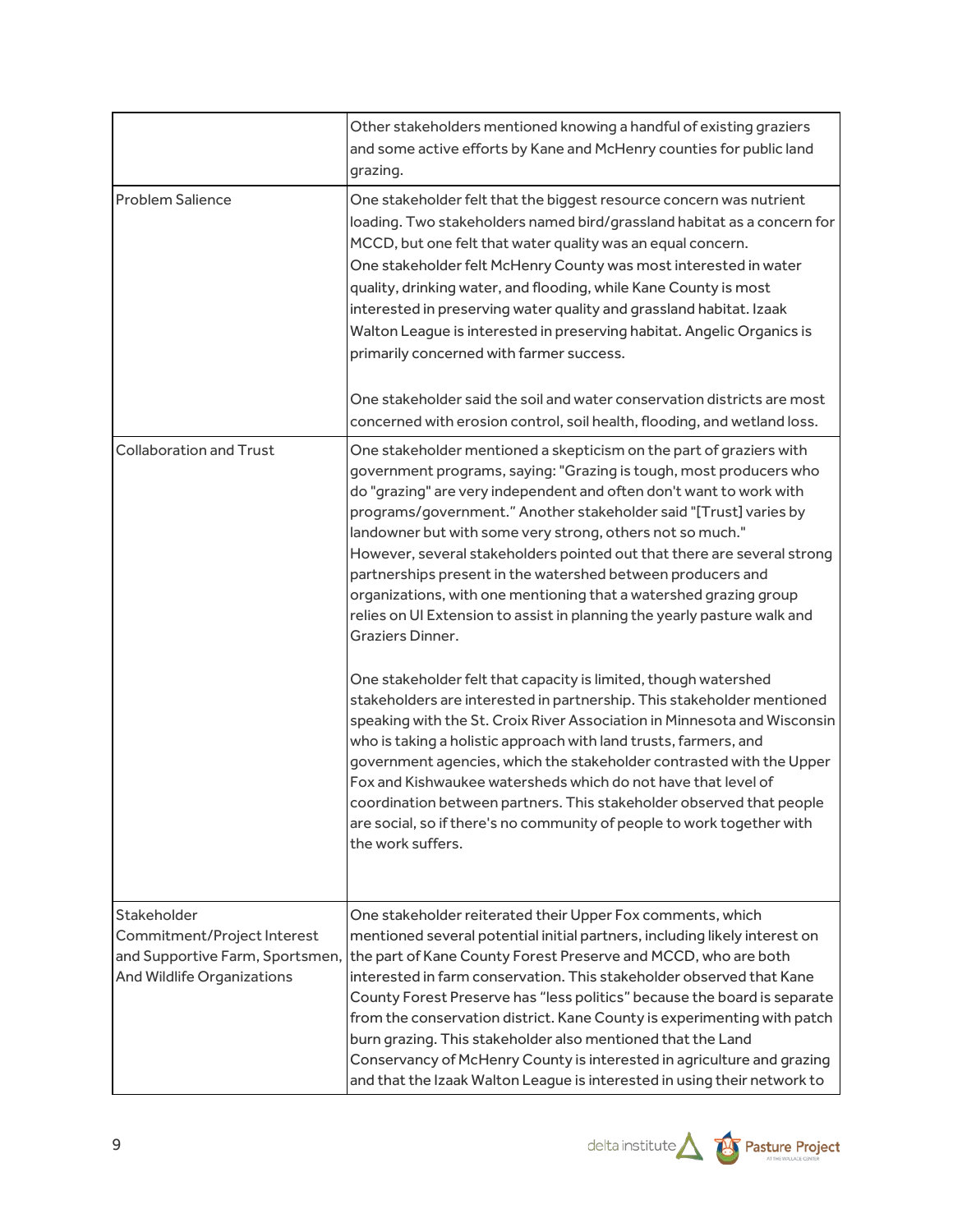| | |
|---|---|
| | Other stakeholders mentioned knowing a handful of existing graziers and some active efforts by Kane and McHenry counties for public land grazing. |
| Problem Salience | One stakeholder felt that the biggest resource concern was nutrient loading. Two stakeholders named bird/grassland habitat as a concern for MCCD, but one felt that water quality was an equal concern.<br>One stakeholder felt McHenry County was most interested in water quality, drinking water, and flooding, while Kane County is most interested in preserving water quality and grassland habitat. Izaak Walton League is interested in preserving habitat. Angelic Organics is primarily concerned with farmer success.<br><br>One stakeholder said the soil and water conservation districts are most concerned with erosion control, soil health, flooding, and wetland loss. |
| Collaboration and Trust | One stakeholder mentioned a skepticism on the part of graziers with government programs, saying: "Grazing is tough, most producers who do "grazing" are very independent and often don't want to work with programs/government." Another stakeholder said "[Trust] varies by landowner but with some very strong, others not so much."<br>However, several stakeholders pointed out that there are several strong partnerships present in the watershed between producers and organizations, with one mentioning that a watershed grazing group relies on UI Extension to assist in planning the yearly pasture walk and Graziers Dinner.<br><br>One stakeholder felt that capacity is limited, though watershed stakeholders are interested in partnership. This stakeholder mentioned speaking with the St. Croix River Association in Minnesota and Wisconsin who is taking a holistic approach with land trusts, farmers, and government agencies, which the stakeholder contrasted with the Upper Fox and Kishwaukee watersheds which do not have that level of coordination between partners. This stakeholder observed that people are social, so if there's no community of people to work together with the work suffers. |
| Stakeholder Commitment/Project Interest and Supportive Farm, Sportsmen, And Wildlife Organizations | One stakeholder reiterated their Upper Fox comments, which mentioned several potential initial partners, including likely interest on the part of Kane County Forest Preserve and MCCD, who are both interested in farm conservation. This stakeholder observed that Kane County Forest Preserve has "less politics" because the board is separate from the conservation district. Kane County is experimenting with patch burn grazing. This stakeholder also mentioned that the Land Conservancy of McHenry County is interested in agriculture and grazing and that the Izaak Walton League is interested in using their network to |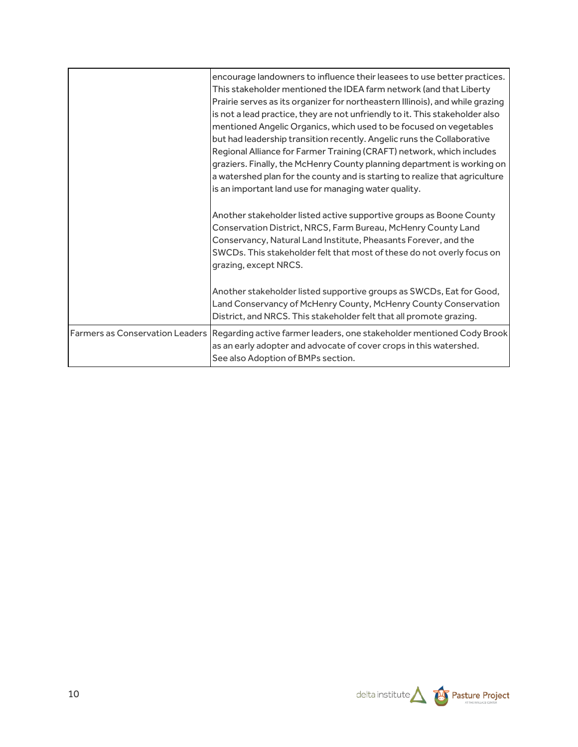| | |
|---|---|
| | encourage landowners to influence their leasees to use better practices. This stakeholder mentioned the IDEA farm network (and that Liberty Prairie serves as its organizer for northeastern Illinois), and while grazing is not a lead practice, they are not unfriendly to it. This stakeholder also mentioned Angelic Organics, which used to be focused on vegetables but had leadership transition recently. Angelic runs the Collaborative Regional Alliance for Farmer Training (CRAFT) network, which includes graziers. Finally, the McHenry County planning department is working on a watershed plan for the county and is starting to realize that agriculture is an important land use for managing water quality.<br><br>Another stakeholder listed active supportive groups as Boone County Conservation District, NRCS, Farm Bureau, McHenry County Land Conservancy, Natural Land Institute, Pheasants Forever, and the SWCDs. This stakeholder felt that most of these do not overly focus on grazing, except NRCS.<br><br>Another stakeholder listed supportive groups as SWCDs, Eat for Good, Land Conservancy of McHenry County, McHenry County Conservation District, and NRCS. This stakeholder felt that all promote grazing. |
| Farmers as Conservation Leaders | Regarding active farmer leaders, one stakeholder mentioned Cody Brook as an early adopter and advocate of cover crops in this watershed.<br>See also Adoption of BMPs section. |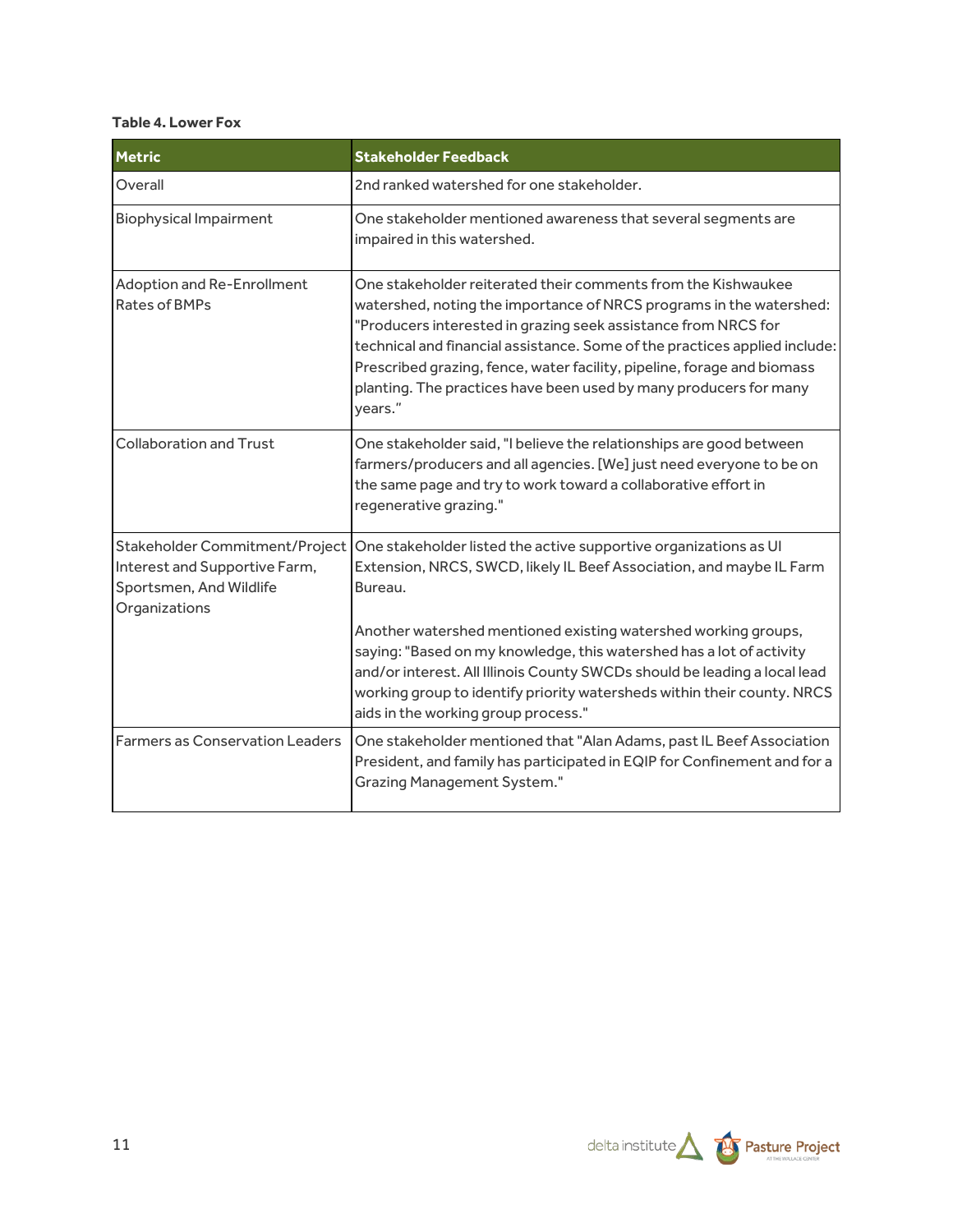**Table 4. Lower Fox**

| Metric | Stakeholder Feedback |
|---|---|
| Overall | 2nd ranked watershed for one stakeholder. |
| Biophysical Impairment | One stakeholder mentioned awareness that several segments are impaired in this watershed. |
| Adoption and Re-Enrollment Rates of BMPs | One stakeholder reiterated their comments from the Kishwaukee watershed, noting the importance of NRCS programs in the watershed: "Producers interested in grazing seek assistance from NRCS for technical and financial assistance. Some of the practices applied include: Prescribed grazing, fence, water facility, pipeline, forage and biomass planting. The practices have been used by many producers for many years." |
| Collaboration and Trust | One stakeholder said, "I believe the relationships are good between farmers/producers and all agencies. [We] just need everyone to be on the same page and try to work toward a collaborative effort in regenerative grazing." |
| Stakeholder Commitment/Project Interest and Supportive Farm, Sportsmen, And Wildlife Organizations | One stakeholder listed the active supportive organizations as UI Extension, NRCS, SWCD, likely IL Beef Association, and maybe IL Farm Bureau.<br><br>Another watershed mentioned existing watershed working groups, saying: "Based on my knowledge, this watershed has a lot of activity and/or interest. All Illinois County SWCDs should be leading a local lead working group to identify priority watersheds within their county. NRCS aids in the working group process." |
| Farmers as Conservation Leaders | One stakeholder mentioned that "Alan Adams, past IL Beef Association President, and family has participated in EQIP for Confinement and for a Grazing Management System." |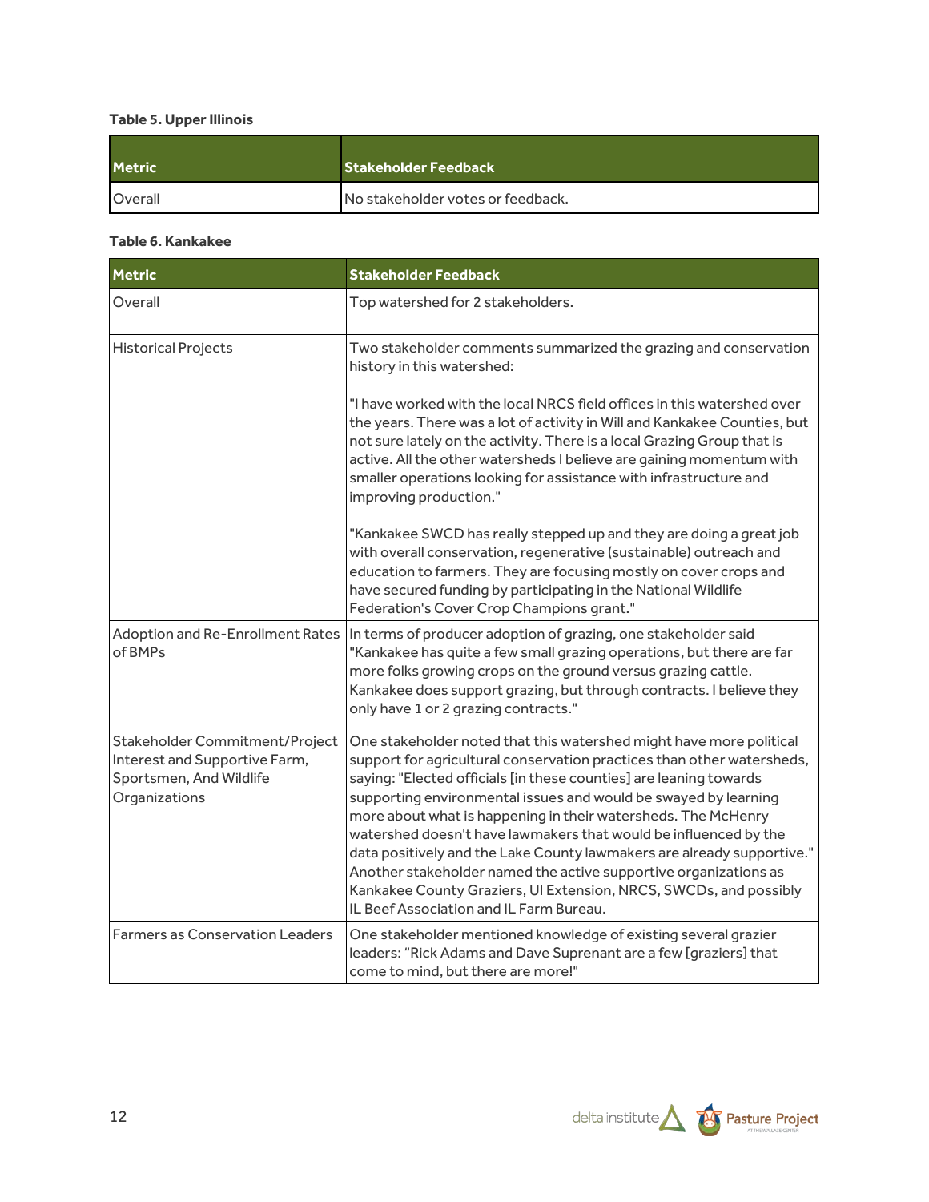**Table 5. Upper Illinois**

| Metric | Stakeholder Feedback |
| --- | --- |
| Overall | No stakeholder votes or feedback. |

**Table 6. Kankakee**

| Metric | Stakeholder Feedback |
| --- | --- |
| Overall | Top watershed for 2 stakeholders. |
| Historical Projects | Two stakeholder comments summarized the grazing and conservation history in this watershed:<br><br>"I have worked with the local NRCS field offices in this watershed over the years. There was a lot of activity in Will and Kankakee Counties, but not sure lately on the activity. There is a local Grazing Group that is active. All the other watersheds I believe are gaining momentum with smaller operations looking for assistance with infrastructure and improving production."<br><br>"Kankakee SWCD has really stepped up and they are doing a great job with overall conservation, regenerative (sustainable) outreach and education to farmers. They are focusing mostly on cover crops and have secured funding by participating in the National Wildlife Federation's Cover Crop Champions grant." |
| Adoption and Re-Enrollment Rates of BMPs | In terms of producer adoption of grazing, one stakeholder said "Kankakee has quite a few small grazing operations, but there are far more folks growing crops on the ground versus grazing cattle. Kankakee does support grazing, but through contracts. I believe they only have 1 or 2 grazing contracts." |
| Stakeholder Commitment/Project Interest and Supportive Farm, Sportsmen, And Wildlife Organizations | One stakeholder noted that this watershed might have more political support for agricultural conservation practices than other watersheds, saying: "Elected officials [in these counties] are leaning towards supporting environmental issues and would be swayed by learning more about what is happening in their watersheds. The McHenry watershed doesn't have lawmakers that would be influenced by the data positively and the Lake County lawmakers are already supportive." Another stakeholder named the active supportive organizations as Kankakee County Graziers, UI Extension, NRCS, SWCDs, and possibly IL Beef Association and IL Farm Bureau. |
| Farmers as Conservation Leaders | One stakeholder mentioned knowledge of existing several grazier leaders: "Rick Adams and Dave Suprenant are a few [graziers] that come to mind, but there are more!" |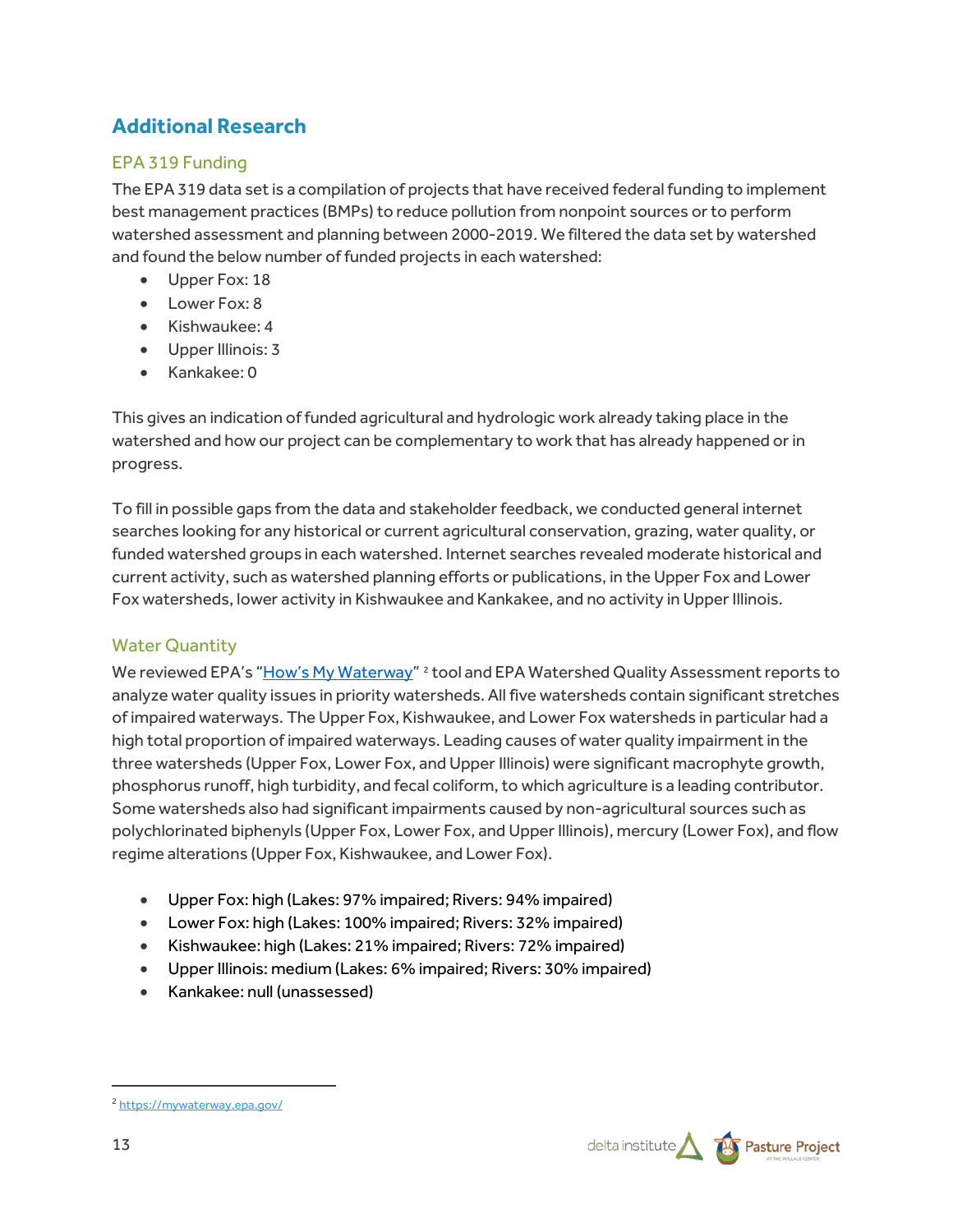## Additional Research

### EPA 319 Funding

The EPA 319 data set is a compilation of projects that have received federal funding to implement best management practices (BMPs) to reduce pollution from nonpoint sources or to perform watershed assessment and planning between 2000-2019. We filtered the data set by watershed and found the below number of funded projects in each watershed:

- Upper Fox: 18
- Lower Fox: 8
- Kishwaukee: 4
- Upper Illinois: 3
- Kankakee: 0

This gives an indication of funded agricultural and hydrologic work already taking place in the watershed and how our project can be complementary to work that has already happened or in progress.

To fill in possible gaps from the data and stakeholder feedback, we conducted general internet searches looking for any historical or current agricultural conservation, grazing, water quality, or funded watershed groups in each watershed. Internet searches revealed moderate historical and current activity, such as watershed planning efforts or publications, in the Upper Fox and Lower Fox watersheds, lower activity in Kishwaukee and Kankakee, and no activity in Upper Illinois.

### Water Quantity

We reviewed EPA's "[How's My Waterway](https://mywaterway.epa.gov/)" [2] tool and EPA Watershed Quality Assessment reports to analyze water quality issues in priority watersheds. All five watersheds contain significant stretches of impaired waterways. The Upper Fox, Kishwaukee, and Lower Fox watersheds in particular had a high total proportion of impaired waterways. Leading causes of water quality impairment in the three watersheds (Upper Fox, Lower Fox, and Upper Illinois) were significant macrophyte growth, phosphorus runoff, high turbidity, and fecal coliform, to which agriculture is a leading contributor. Some watersheds also had significant impairments caused by non-agricultural sources such as polychlorinated biphenyls (Upper Fox, Lower Fox, and Upper Illinois), mercury (Lower Fox), and flow regime alterations (Upper Fox, Kishwaukee, and Lower Fox).

- Upper Fox: high (Lakes: 97% impaired; Rivers: 94% impaired)
- Lower Fox: high (Lakes: 100% impaired; Rivers: 32% impaired)
- Kishwaukee: high (Lakes: 21% impaired; Rivers: 72% impaired)
- Upper Illinois: medium (Lakes: 6% impaired; Rivers: 30% impaired)
- Kankakee: null (unassessed)

[2] https://mywaterway.epa.gov/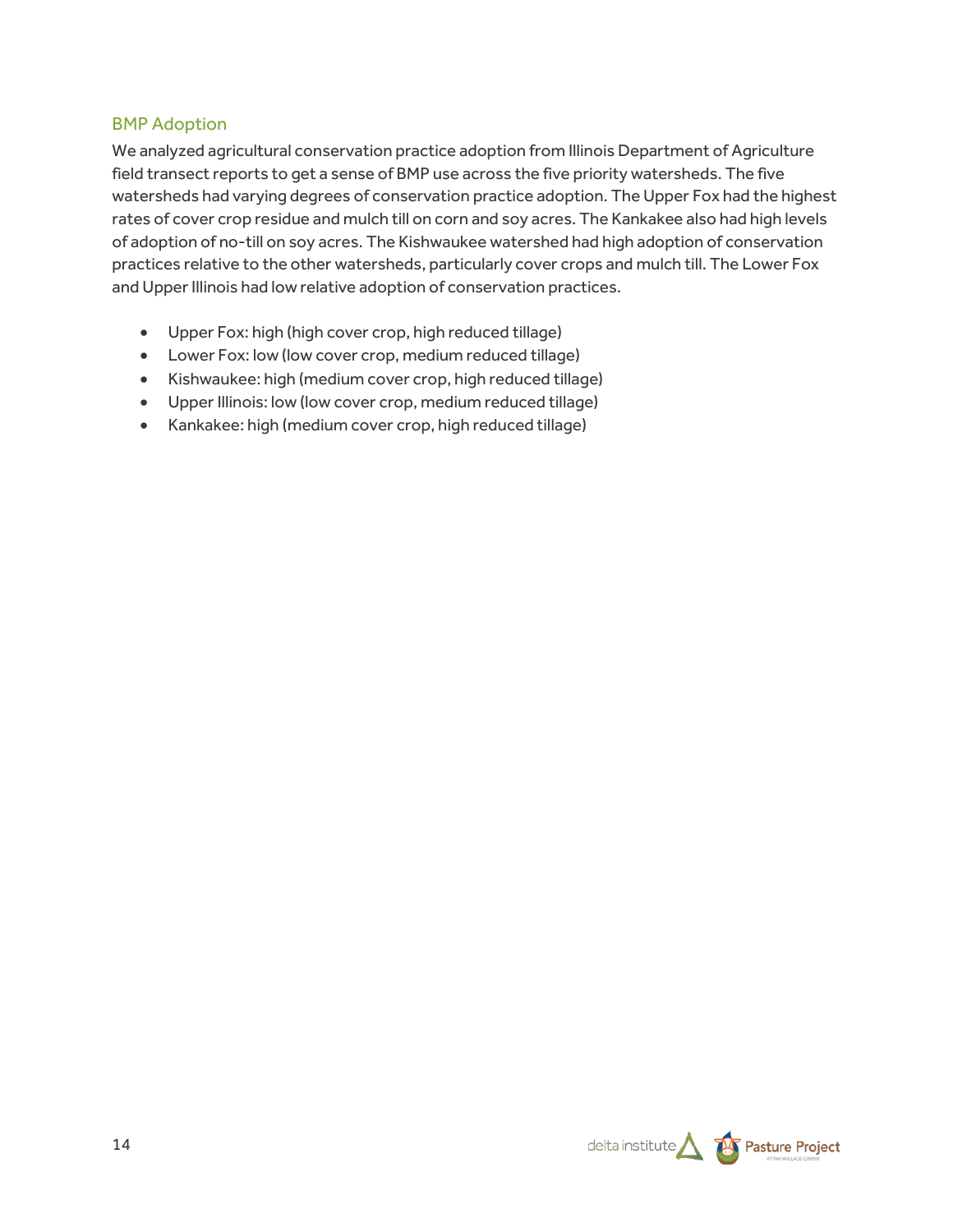## BMP Adoption

We analyzed agricultural conservation practice adoption from Illinois Department of Agriculture field transect reports to get a sense of BMP use across the five priority watersheds. The five watersheds had varying degrees of conservation practice adoption. The Upper Fox had the highest rates of cover crop residue and mulch till on corn and soy acres. The Kankakee also had high levels of adoption of no-till on soy acres. The Kishwaukee watershed had high adoption of conservation practices relative to the other watersheds, particularly cover crops and mulch till. The Lower Fox and Upper Illinois had low relative adoption of conservation practices.

- Upper Fox: high (high cover crop, high reduced tillage)
- Lower Fox: low (low cover crop, medium reduced tillage)
- Kishwaukee: high (medium cover crop, high reduced tillage)
- Upper Illinois: low (low cover crop, medium reduced tillage)
- Kankakee: high (medium cover crop, high reduced tillage)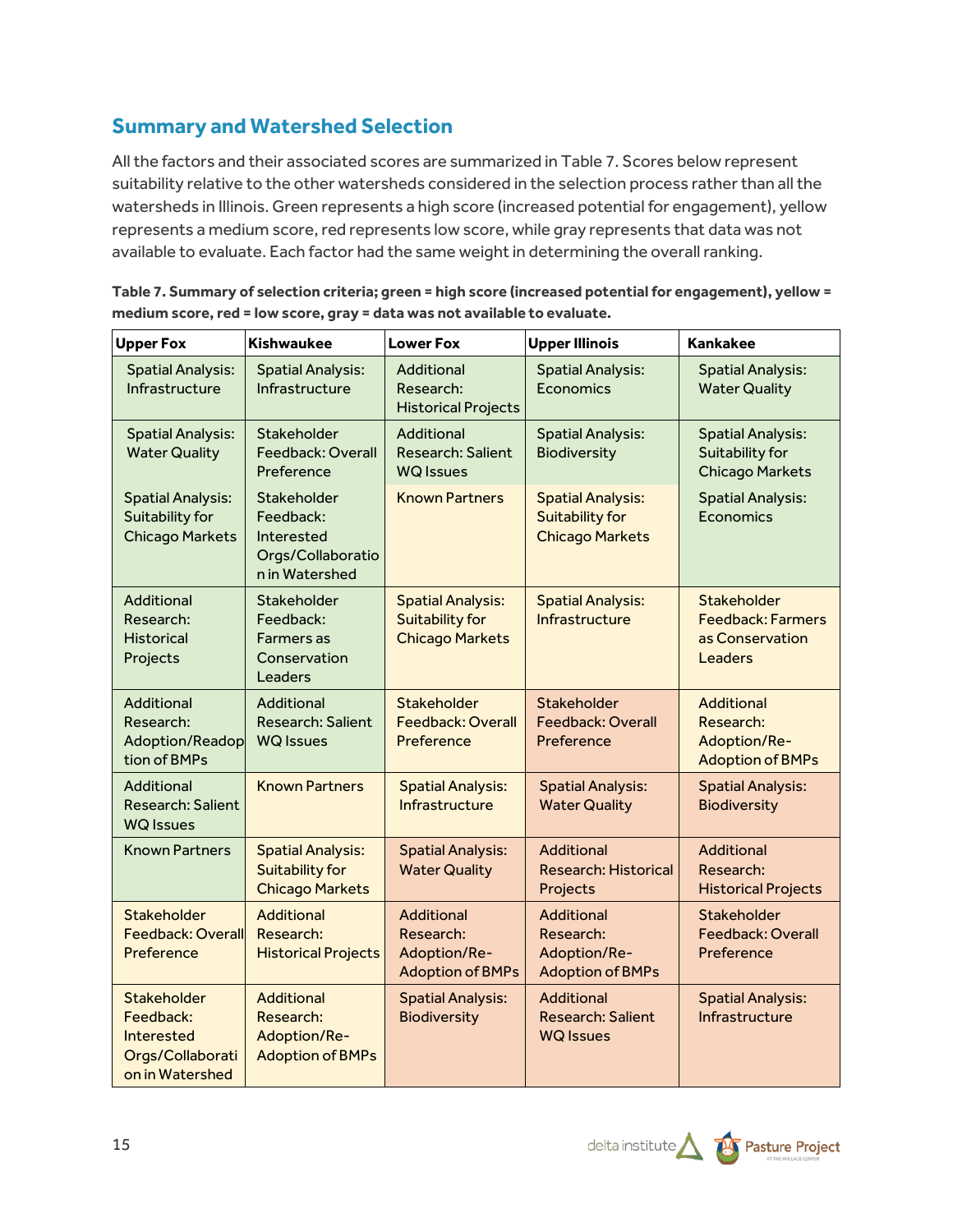## Summary and Watershed Selection

All the factors and their associated scores are summarized in Table 7. Scores below represent suitability relative to the other watersheds considered in the selection process rather than all the watersheds in Illinois. Green represents a high score (increased potential for engagement), yellow represents a medium score, red represents low score, while gray represents that data was not available to evaluate. Each factor had the same weight in determining the overall ranking.

**Table 7. Summary of selection criteria; green = high score (increased potential for engagement), yellow = medium score, red = low score, gray = data was not available to evaluate.**

| Upper Fox | Kishwaukee | Lower Fox | Upper Illinois | Kankakee |
|---|---|---|---|---|
| Spatial Analysis: Infrastructure | Spatial Analysis: Infrastructure | Additional Research: Historical Projects | Spatial Analysis: Economics | Spatial Analysis: Water Quality |
| Spatial Analysis: Water Quality | Stakeholder Feedback: Overall Preference | Additional Research: Salient WQ Issues | Spatial Analysis: Biodiversity | Spatial Analysis: Suitability for Chicago Markets |
| Spatial Analysis: Suitability for Chicago Markets | Stakeholder Feedback: Interested Orgs/Collaboration in Watershed | Known Partners | Spatial Analysis: Suitability for Chicago Markets | Spatial Analysis: Economics |
| Additional Research: Historical Projects | Stakeholder Feedback: Farmers as Conservation Leaders | Spatial Analysis: Suitability for Chicago Markets | Spatial Analysis: Infrastructure | Stakeholder Feedback: Farmers as Conservation Leaders |
| Additional Research: Adoption/Readoption of BMPs | Additional Research: Salient WQ Issues | Stakeholder Feedback: Overall Preference | Stakeholder Feedback: Overall Preference | Additional Research: Adoption/Re-Adoption of BMPs |
| Additional Research: Salient WQ Issues | Known Partners | Spatial Analysis: Infrastructure | Spatial Analysis: Water Quality | Spatial Analysis: Biodiversity |
| Known Partners | Spatial Analysis: Suitability for Chicago Markets | Spatial Analysis: Water Quality | Additional Research: Historical Projects | Additional Research: Historical Projects |
| Stakeholder Feedback: Overall Preference | Additional Research: Historical Projects | Additional Research: Adoption/Re-Adoption of BMPs | Additional Research: Adoption/Re-Adoption of BMPs | Stakeholder Feedback: Overall Preference |
| Stakeholder Feedback: Interested Orgs/Collaboration in Watershed | Additional Research: Adoption/Re-Adoption of BMPs | Spatial Analysis: Biodiversity | Additional Research: Salient WQ Issues | Spatial Analysis: Infrastructure |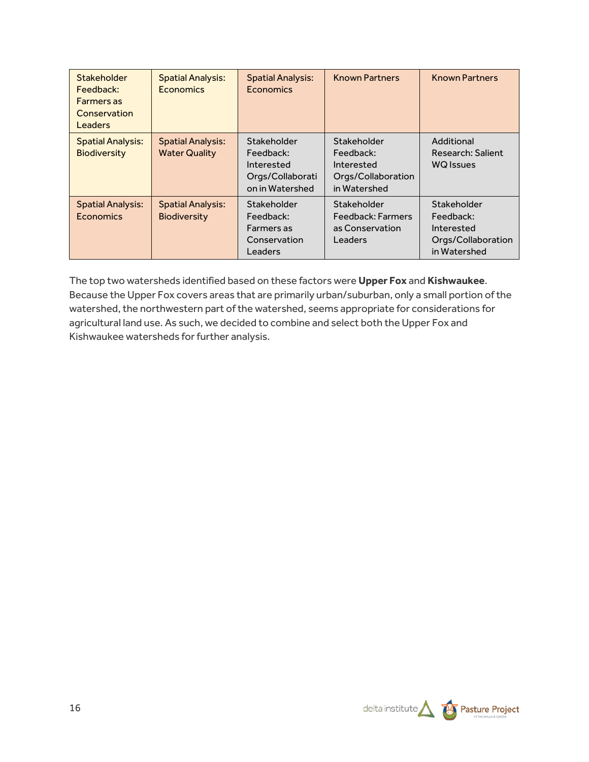| | | | | |
|---|---|---|---|---|
| Stakeholder Feedback: Farmers as Conservation Leaders | Spatial Analysis: Economics | Spatial Analysis: Economics | Known Partners | Known Partners |
| Spatial Analysis: Biodiversity | Spatial Analysis: Water Quality | Stakeholder Feedback: Interested Orgs/Collaboration in Watershed | Stakeholder Feedback: Interested Orgs/Collaboration in Watershed | Additional Research: Salient WQ Issues |
| Spatial Analysis: Economics | Spatial Analysis: Biodiversity | Stakeholder Feedback: Farmers as Conservation Leaders | Stakeholder Feedback: Farmers as Conservation Leaders | Stakeholder Feedback: Interested Orgs/Collaboration in Watershed |

The top two watersheds identified based on these factors were **Upper Fox** and **Kishwaukee**. Because the Upper Fox covers areas that are primarily urban/suburban, only a small portion of the watershed, the northwestern part of the watershed, seems appropriate for considerations for agricultural land use. As such, we decided to combine and select both the Upper Fox and Kishwaukee watersheds for further analysis.